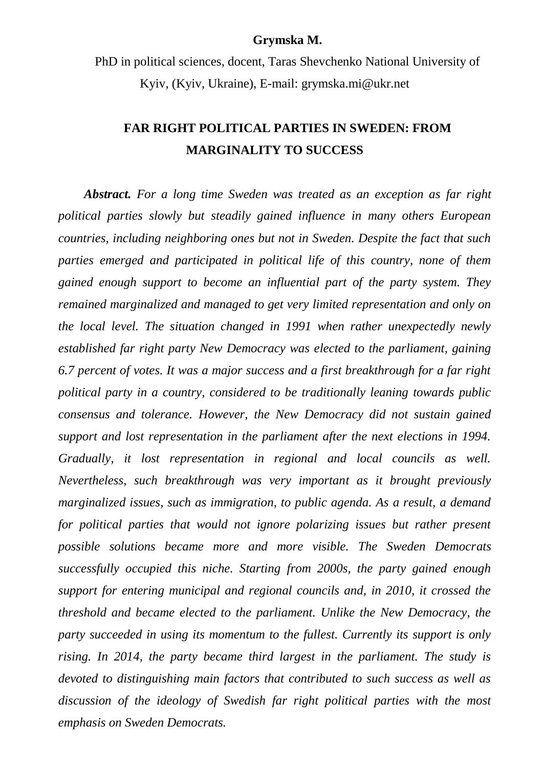**Grymska M.**

PhD in political sciences, docent, Taras Shevchenko National University of Kyiv, (Kyiv, Ukraine), E-mail: grymska.mi@ukr.net

# FAR RIGHT POLITICAL PARTIES IN SWEDEN: FROM MARGINALITY TO SUCCESS

***Abstract.*** *For a long time Sweden was treated as an exception as far right political parties slowly but steadily gained influence in many others European countries, including neighboring ones but not in Sweden. Despite the fact that such parties emerged and participated in political life of this country, none of them gained enough support to become an influential part of the party system. They remained marginalized and managed to get very limited representation and only on the local level. The situation changed in 1991 when rather unexpectedly newly established far right party New Democracy was elected to the parliament, gaining 6.7 percent of votes. It was a major success and a first breakthrough for a far right political party in a country, considered to be traditionally leaning towards public consensus and tolerance. However, the New Democracy did not sustain gained support and lost representation in the parliament after the next elections in 1994. Gradually, it lost representation in regional and local councils as well. Nevertheless, such breakthrough was very important as it brought previously marginalized issues, such as immigration, to public agenda. As a result, a demand for political parties that would not ignore polarizing issues but rather present possible solutions became more and more visible. The Sweden Democrats successfully occupied this niche. Starting from 2000s, the party gained enough support for entering municipal and regional councils and, in 2010, it crossed the threshold and became elected to the parliament. Unlike the New Democracy, the party succeeded in using its momentum to the fullest. Currently its support is only rising. In 2014, the party became third largest in the parliament. The study is devoted to distinguishing main factors that contributed to such success as well as discussion of the ideology of Swedish far right political parties with the most emphasis on Sweden Democrats.*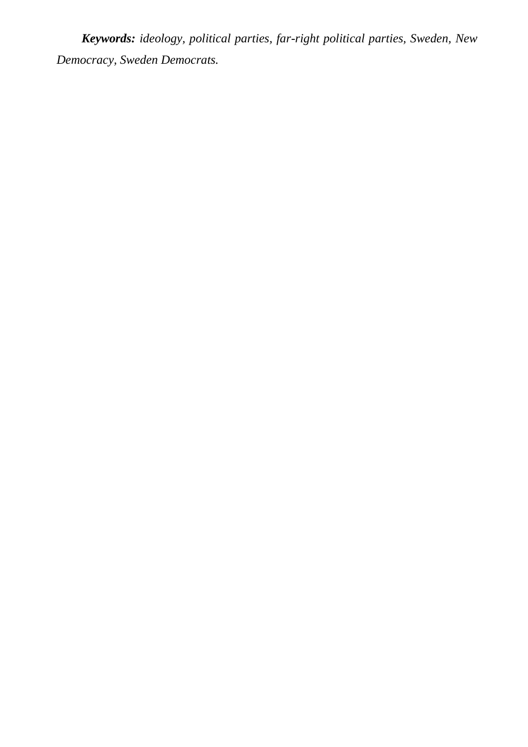***Keywords:*** *ideology, political parties, far-right political parties, Sweden, New Democracy, Sweden Democrats.*